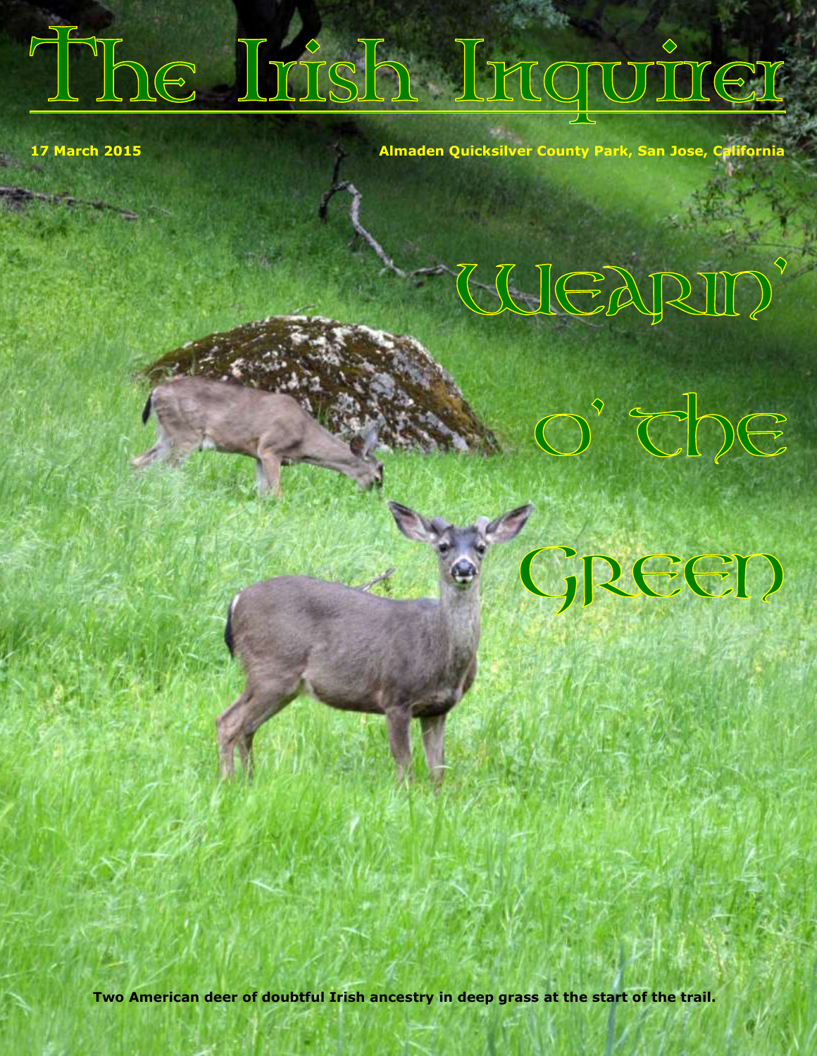# The Irish Inquirer

**17 March 2015** **Almaden Quicksilver County Park, San Jose, California**

## Wearin' o' the Green

**Two American deer of doubtful Irish ancestry in deep grass at the start of the trail.**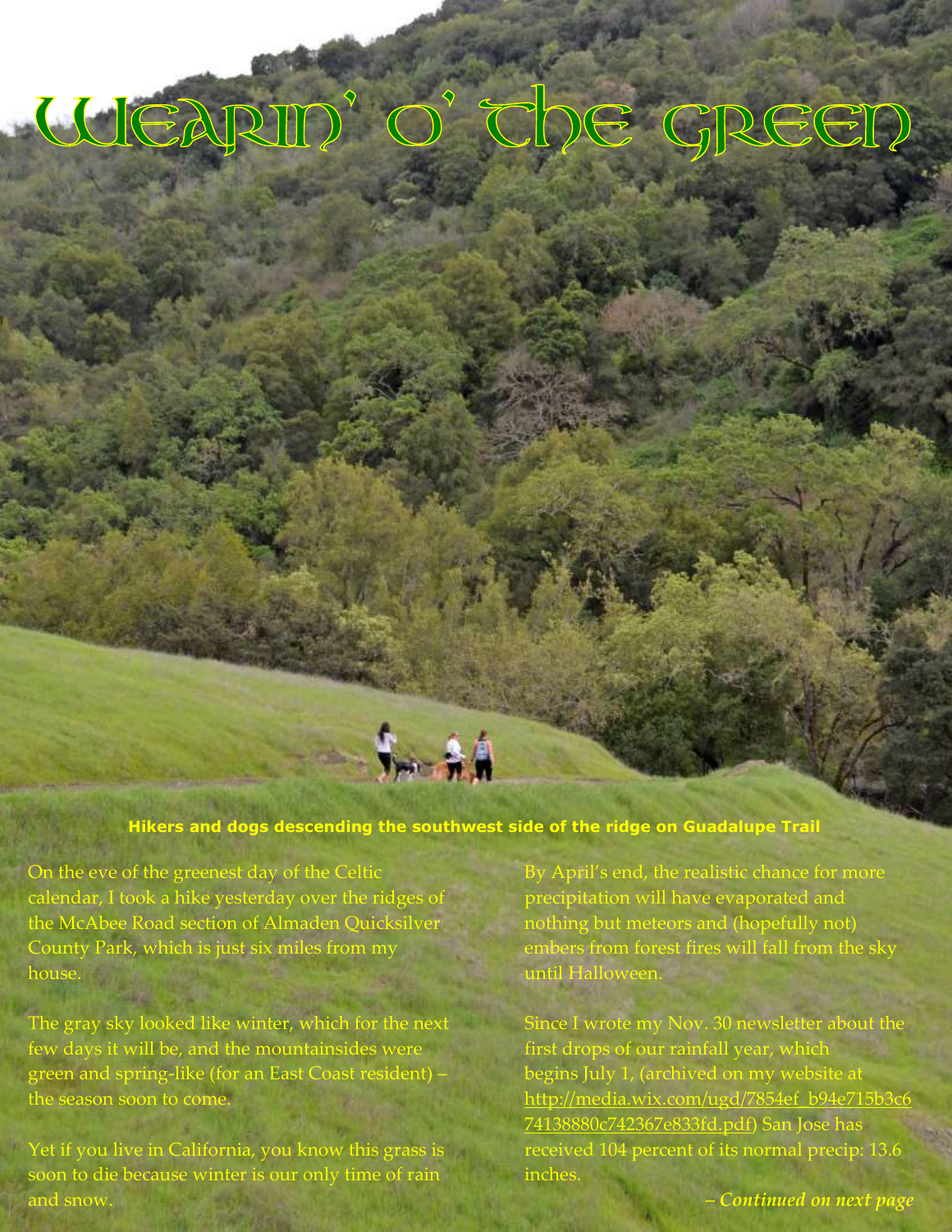# Wearin' o' the Green

**Hikers and dogs descending the southwest side of the ridge on Guadalupe Trail**

On the eve of the greenest day of the Celtic calendar, I took a hike yesterday over the ridges of the McAbee Road section of Almaden Quicksilver County Park, which is just six miles from my house.

The gray sky looked like winter, which for the next few days it will be, and the mountainsides were green and spring-like (for an East Coast resident) – the season soon to come.

Yet if you live in California, you know this grass is soon to die because winter is our only time of rain and snow.

By April's end, the realistic chance for more precipitation will have evaporated and nothing but meteors and (hopefully not) embers from forest fires will fall from the sky until Halloween.

Since I wrote my Nov. 30 newsletter about the first drops of our rainfall year, which begins July 1, (archived on my website at http://media.wix.com/ugd/7854ef_b94e715b3c674138880c742367e833fd.pdf) San Jose has received 104 percent of its normal precip: 13.6 inches.

***– Continued on next page***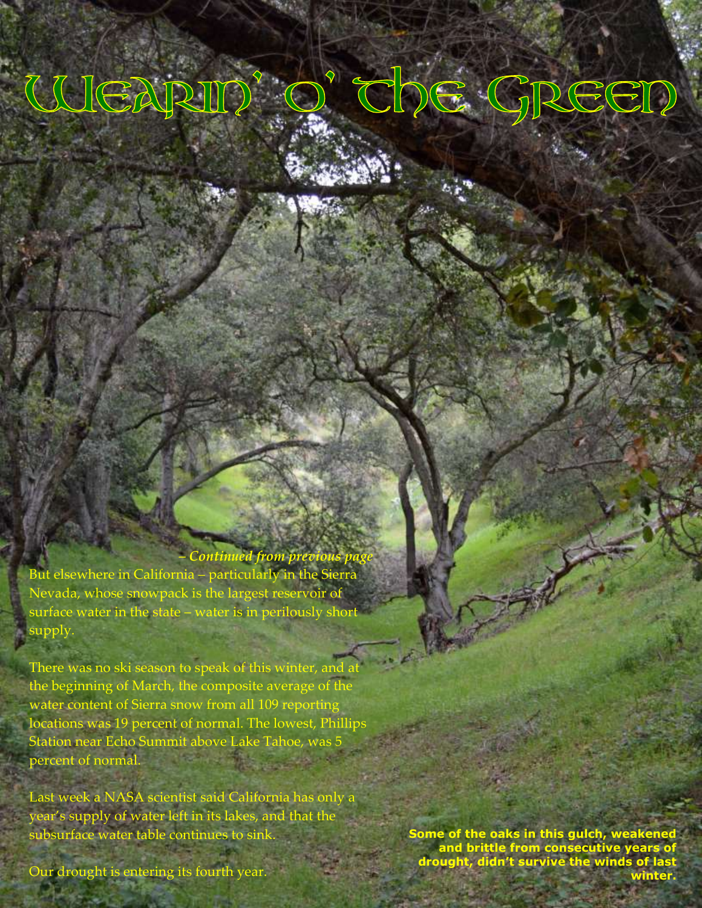# Wearin' o' the Green

*– Continued from previous page*

But elsewhere in California – particularly in the Sierra Nevada, whose snowpack is the largest reservoir of surface water in the state – water is in perilously short supply.

There was no ski season to speak of this winter, and at the beginning of March, the composite average of the water content of Sierra snow from all 109 reporting locations was 19 percent of normal. The lowest, Phillips Station near Echo Summit above Lake Tahoe, was 5 percent of normal.

Last week a NASA scientist said California has only a year's supply of water left in its lakes, and that the subsurface water table continues to sink.

Our drought is entering its fourth year.

**Some of the oaks in this gulch, weakened and brittle from consecutive years of drought, didn't survive the winds of last winter.**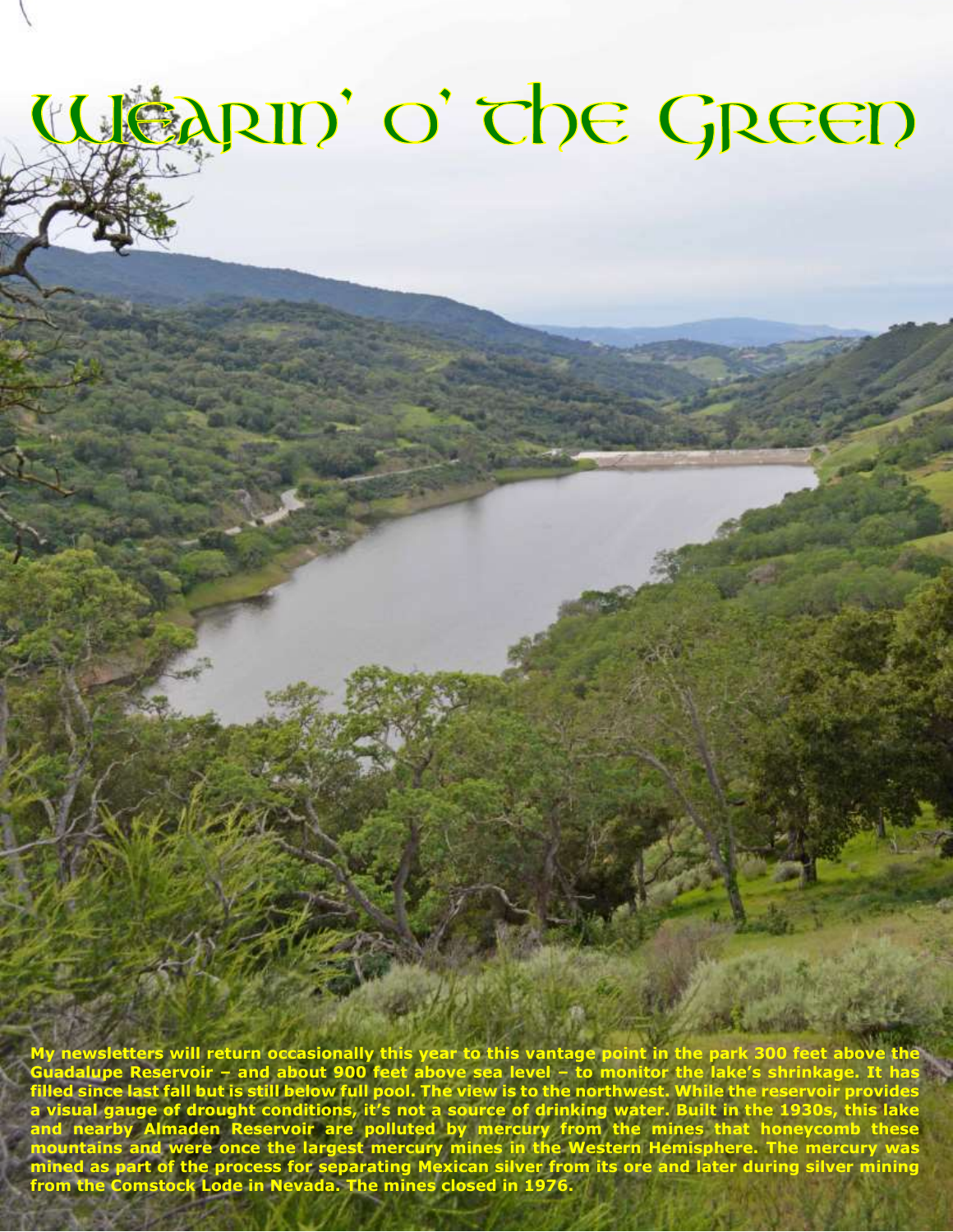# Wearin' o' the Green

**My newsletters will return occasionally this year to this vantage point in the park 300 feet above the Guadalupe Reservoir – and about 900 feet above sea level – to monitor the lake's shrinkage. It has filled since last fall but is still below full pool. The view is to the northwest. While the reservoir provides a visual gauge of drought conditions, it's not a source of drinking water. Built in the 1930s, this lake and nearby Almaden Reservoir are polluted by mercury from the mines that honeycomb these mountains and were once the largest mercury mines in the Western Hemisphere. The mercury was mined as part of the process for separating Mexican silver from its ore and later during silver mining from the Comstock Lode in Nevada. The mines closed in 1976.**